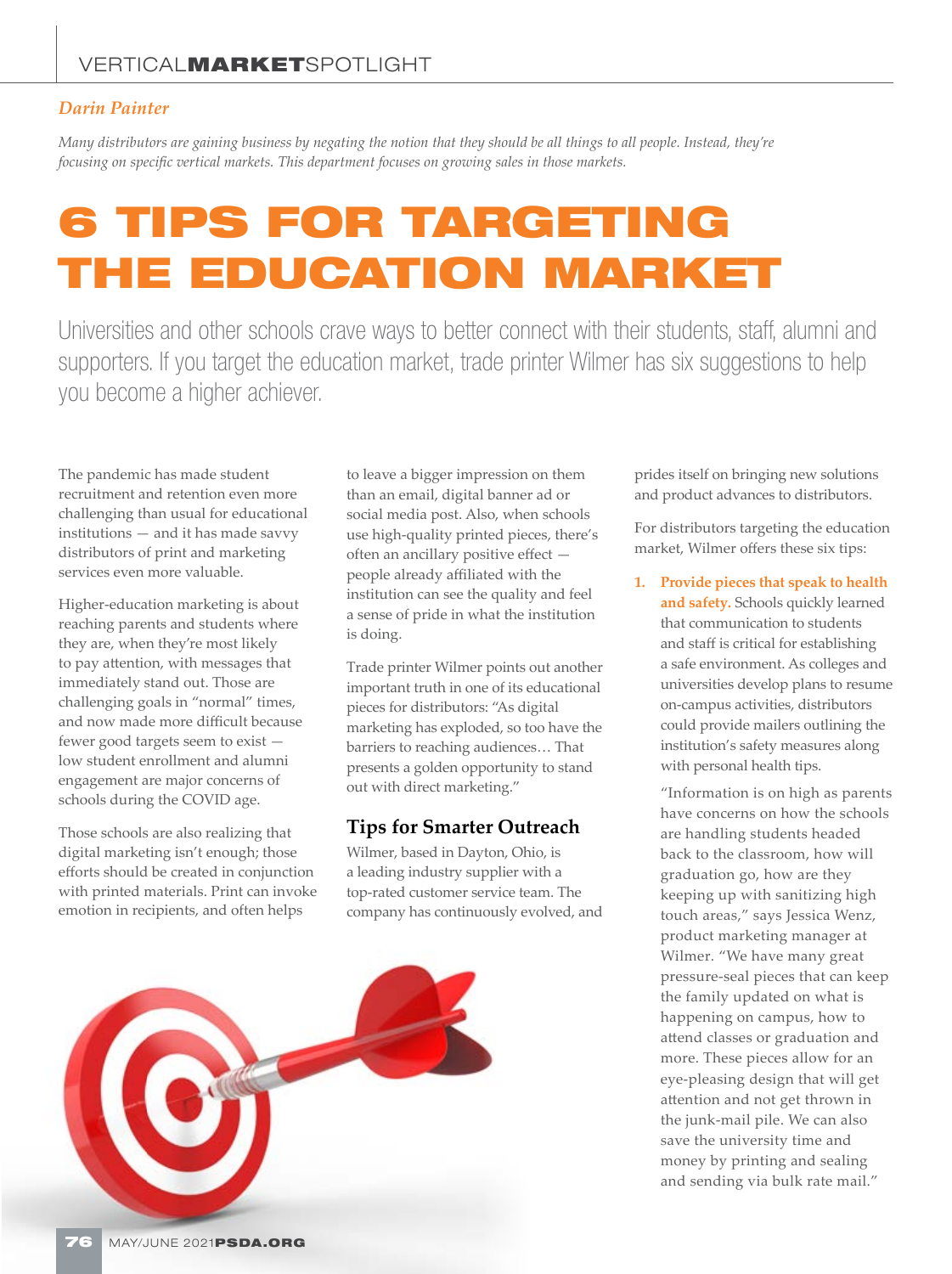VERTICAL**MARKET**SPOTLIGHT

*Darin Painter*

*Many distributors are gaining business by negating the notion that they should be all things to all people. Instead, they're focusing on specific vertical markets. This department focuses on growing sales in those markets.*

# 6 TIPS FOR TARGETING THE EDUCATION MARKET

Universities and other schools crave ways to better connect with their students, staff, alumni and supporters. If you target the education market, trade printer Wilmer has six suggestions to help you become a higher achiever.

The pandemic has made student recruitment and retention even more challenging than usual for educational institutions — and it has made savvy distributors of print and marketing services even more valuable.

Higher-education marketing is about reaching parents and students where they are, when they're most likely to pay attention, with messages that immediately stand out. Those are challenging goals in "normal" times, and now made more difficult because fewer good targets seem to exist — low student enrollment and alumni engagement are major concerns of schools during the COVID age.

Those schools are also realizing that digital marketing isn't enough; those efforts should be created in conjunction with printed materials. Print can invoke emotion in recipients, and often helps to leave a bigger impression on them than an email, digital banner ad or social media post. Also, when schools use high-quality printed pieces, there's often an ancillary positive effect — people already affiliated with the institution can see the quality and feel a sense of pride in what the institution is doing.

Trade printer Wilmer points out another important truth in one of its educational pieces for distributors: "As digital marketing has exploded, so too have the barriers to reaching audiences… That presents a golden opportunity to stand out with direct marketing."

## Tips for Smarter Outreach

Wilmer, based in Dayton, Ohio, is a leading industry supplier with a top-rated customer service team. The company has continuously evolved, and prides itself on bringing new solutions and product advances to distributors.

For distributors targeting the education market, Wilmer offers these six tips:

1. **Provide pieces that speak to health and safety.** Schools quickly learned that communication to students and staff is critical for establishing a safe environment. As colleges and universities develop plans to resume on-campus activities, distributors could provide mailers outlining the institution's safety measures along with personal health tips.

   "Information is on high as parents have concerns on how the schools are handling students headed back to the classroom, how will graduation go, how are they keeping up with sanitizing high touch areas," says Jessica Wenz, product marketing manager at Wilmer. "We have many great pressure-seal pieces that can keep the family updated on what is happening on campus, how to attend classes or graduation and more. These pieces allow for an eye-pleasing design that will get attention and not get thrown in the junk-mail pile. We can also save the university time and money by printing and sealing and sending via bulk rate mail."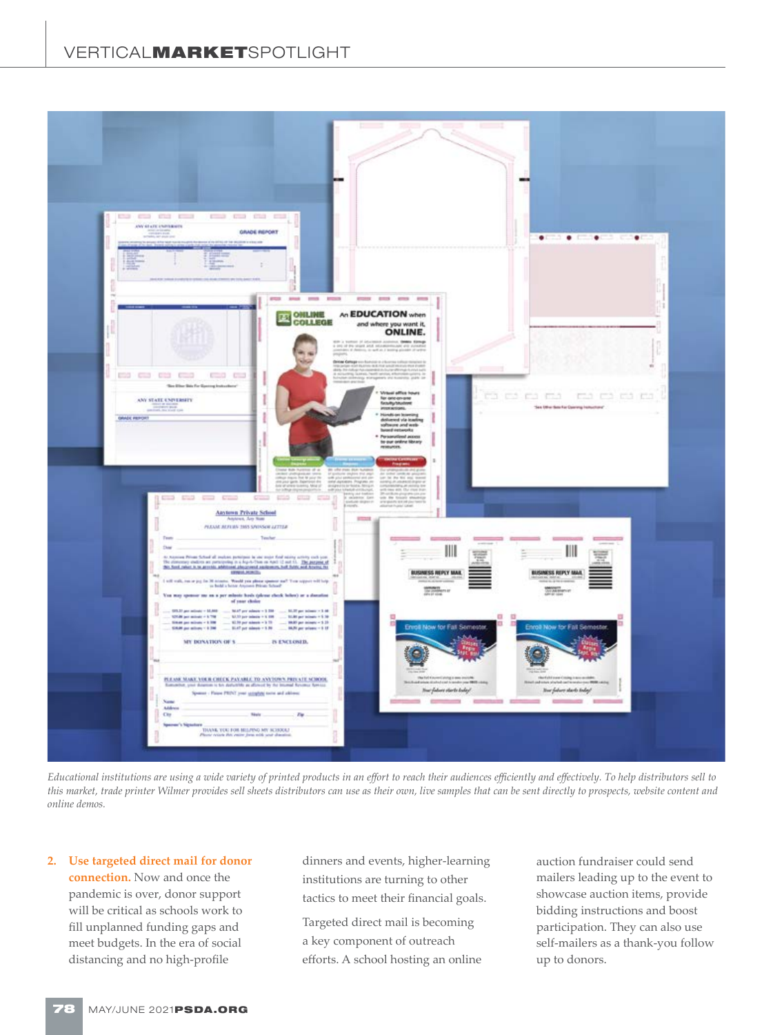*Educational institutions are using a wide variety of printed products in an effort to reach their audiences efficiently and effectively. To help distributors sell to this market, trade printer Wilmer provides sell sheets distributors can use as their own, live samples that can be sent directly to prospects, website content and online demos.*

2. **Use targeted direct mail for donor connection.** Now and once the pandemic is over, donor support will be critical as schools work to fill unplanned funding gaps and meet budgets. In the era of social distancing and no high-profile dinners and events, higher-learning institutions are turning to other tactics to meet their financial goals.

   Targeted direct mail is becoming a key component of outreach efforts. A school hosting an online auction fundraiser could send mailers leading up to the event to showcase auction items, provide bidding instructions and boost participation. They can also use self-mailers as a thank-you follow up to donors.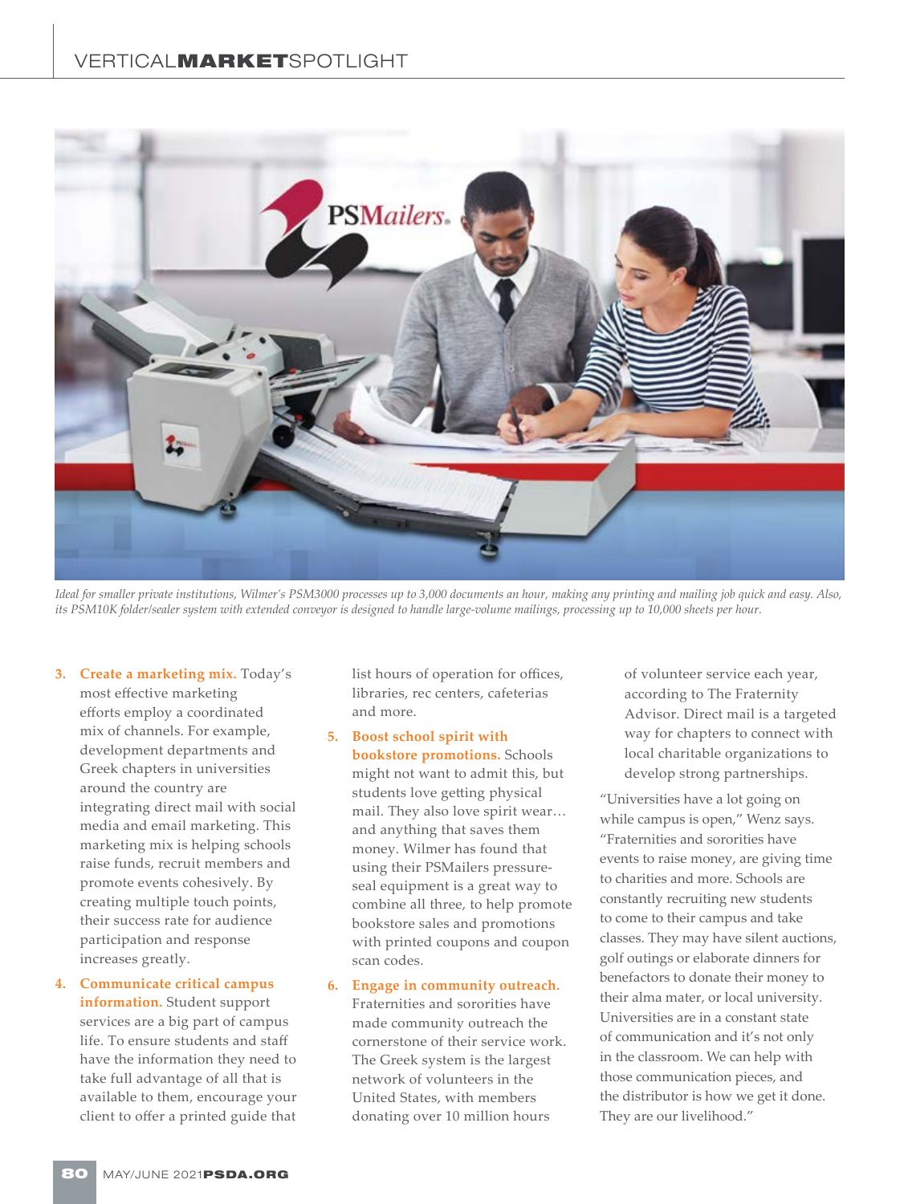*Ideal for smaller private institutions, Wilmer's PSM3000 processes up to 3,000 documents an hour, making any printing and mailing job quick and easy. Also, its PSM10K folder/sealer system with extended conveyor is designed to handle large-volume mailings, processing up to 10,000 sheets per hour.*

3. **Create a marketing mix.** Today's most effective marketing efforts employ a coordinated mix of channels. For example, development departments and Greek chapters in universities around the country are integrating direct mail with social media and email marketing. This marketing mix is helping schools raise funds, recruit members and promote events cohesively. By creating multiple touch points, their success rate for audience participation and response increases greatly.
4. **Communicate critical campus information.** Student support services are a big part of campus life. To ensure students and staff have the information they need to take full advantage of all that is available to them, encourage your client to offer a printed guide that list hours of operation for offices, libraries, rec centers, cafeterias and more.
5. **Boost school spirit with bookstore promotions.** Schools might not want to admit this, but students love getting physical mail. They also love spirit wear… and anything that saves them money. Wilmer has found that using their PSMailers pressure-seal equipment is a great way to combine all three, to help promote bookstore sales and promotions with printed coupons and coupon scan codes.
6. **Engage in community outreach.** Fraternities and sororities have made community outreach the cornerstone of their service work. The Greek system is the largest network of volunteers in the United States, with members donating over 10 million hours of volunteer service each year, according to The Fraternity Advisor. Direct mail is a targeted way for chapters to connect with local charitable organizations to develop strong partnerships.

"Universities have a lot going on while campus is open," Wenz says. "Fraternities and sororities have events to raise money, are giving time to charities and more. Schools are constantly recruiting new students to come to their campus and take classes. They may have silent auctions, golf outings or elaborate dinners for benefactors to donate their money to their alma mater, or local university. Universities are in a constant state of communication and it's not only in the classroom. We can help with those communication pieces, and the distributor is how we get it done. They are our livelihood."